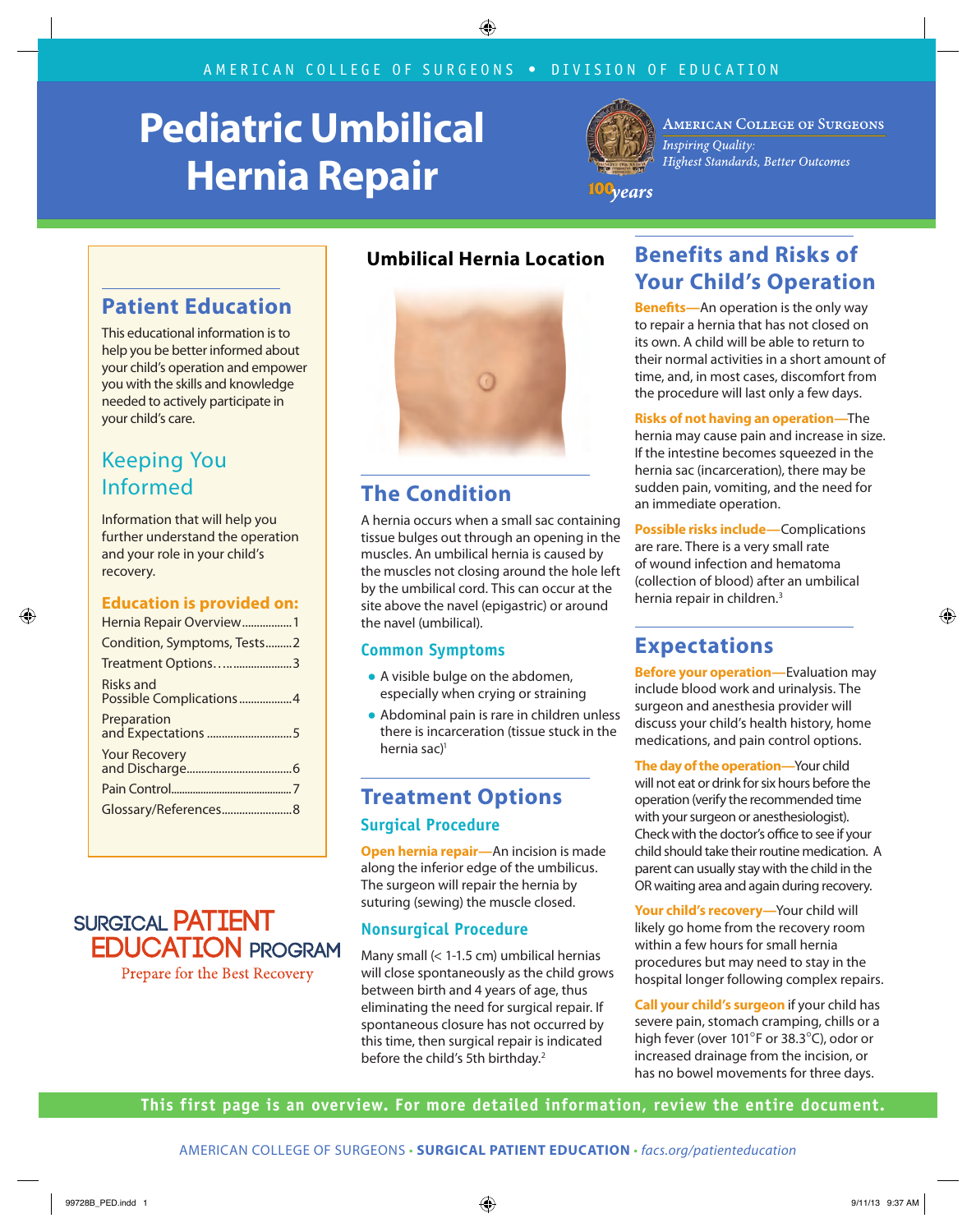AMERICAN COLLEGE OF SURGEONS • DIVISION OF EDUCATION

# Pediatric Umbilical Hernia Repair

American College of Surgeons
*Inspiring Quality: Highest Standards, Better Outcomes*

100 *years*

## Patient Education

This educational information is to help you be better informed about your child's operation and empower you with the skills and knowledge needed to actively participate in your child's care.

## Keeping You Informed

Information that will help you further understand the operation and your role in your child's recovery.

### Education is provided on:

- Hernia Repair Overview ..... 1
- Condition, Symptoms, Tests ..... 2
- Treatment Options ..... 3
- Risks and Possible Complications ..... 4
- Preparation and Expectations ..... 5
- Your Recovery and Discharge ..... 6
- Pain Control ..... 7
- Glossary/References ..... 8

SURGICAL PATIENT EDUCATION PROGRAM
Prepare for the Best Recovery

### Umbilical Hernia Location

## The Condition

A hernia occurs when a small sac containing tissue bulges out through an opening in the muscles. An umbilical hernia is caused by the muscles not closing around the hole left by the umbilical cord. This can occur at the site above the navel (epigastric) or around the navel (umbilical).

### Common Symptoms

- A visible bulge on the abdomen, especially when crying or straining
- Abdominal pain is rare in children unless there is incarceration (tissue stuck in the hernia sac)[1]

## Treatment Options

### Surgical Procedure

**Open hernia repair**—An incision is made along the inferior edge of the umbilicus. The surgeon will repair the hernia by suturing (sewing) the muscle closed.

### Nonsurgical Procedure

Many small (< 1-1.5 cm) umbilical hernias will close spontaneously as the child grows between birth and 4 years of age, thus eliminating the need for surgical repair. If spontaneous closure has not occurred by this time, then surgical repair is indicated before the child's 5th birthday.[2]

## Benefits and Risks of Your Child's Operation

**Benefits**—An operation is the only way to repair a hernia that has not closed on its own. A child will be able to return to their normal activities in a short amount of time, and, in most cases, discomfort from the procedure will last only a few days.

**Risks of not having an operation**—The hernia may cause pain and increase in size. If the intestine becomes squeezed in the hernia sac (incarceration), there may be sudden pain, vomiting, and the need for an immediate operation.

**Possible risks include**—Complications are rare. There is a very small rate of wound infection and hematoma (collection of blood) after an umbilical hernia repair in children.[3]

## Expectations

**Before your operation**—Evaluation may include blood work and urinalysis. The surgeon and anesthesia provider will discuss your child's health history, home medications, and pain control options.

**The day of the operation**—Your child will not eat or drink for six hours before the operation (verify the recommended time with your surgeon or anesthesiologist). Check with the doctor's office to see if your child should take their routine medication. A parent can usually stay with the child in the OR waiting area and again during recovery.

**Your child's recovery**—Your child will likely go home from the recovery room within a few hours for small hernia procedures but may need to stay in the hospital longer following complex repairs.

**Call your child's surgeon** if your child has severe pain, stomach cramping, chills or a high fever (over 101°F or 38.3°C), odor or increased drainage from the incision, or has no bowel movements for three days.

**This first page is an overview. For more detailed information, review the entire document.**

AMERICAN COLLEGE OF SURGEONS • SURGICAL PATIENT EDUCATION • *facs.org/patienteducation*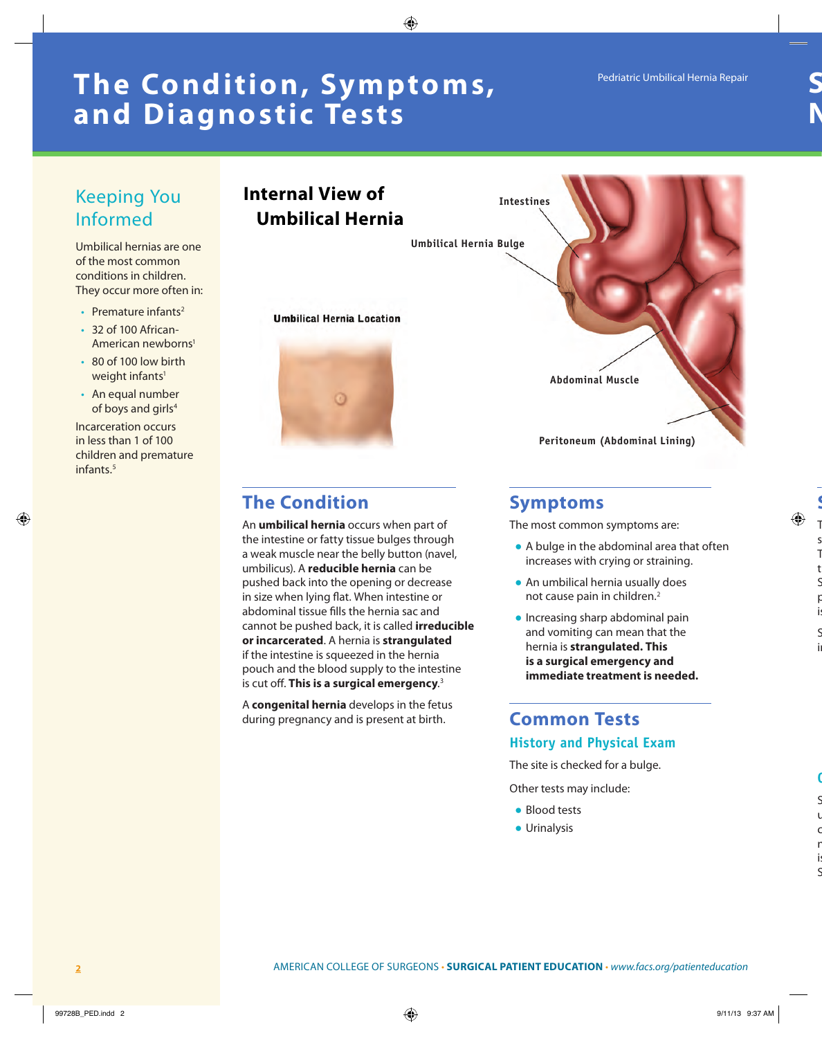# The Condition, Symptoms, and Diagnostic Tests

## Keeping You Informed

Umbilical hernias are one of the most common conditions in children. They occur more often in:

- Premature infants[2]
- 32 of 100 African-American newborns[1]
- 80 of 100 low birth weight infants[1]
- An equal number of boys and girls[4]

Incarceration occurs in less than 1 of 100 children and premature infants.[5]

**Internal View of Umbilical Hernia**

Intestines

Umbilical Hernia Bulge

Umbilical Hernia Location

Abdominal Muscle

Peritoneum (Abdominal Lining)

## The Condition

An **umbilical hernia** occurs when part of the intestine or fatty tissue bulges through a weak muscle near the belly button (navel, umbilicus). A **reducible hernia** can be pushed back into the opening or decrease in size when lying flat. When intestine or abdominal tissue fills the hernia sac and cannot be pushed back, it is called **irreducible or incarcerated**. A hernia is **strangulated** if the intestine is squeezed in the hernia pouch and the blood supply to the intestine is cut off. **This is a surgical emergency**.[3]

A **congenital hernia** develops in the fetus during pregnancy and is present at birth.

## Symptoms

The most common symptoms are:

- A bulge in the abdominal area that often increases with crying or straining.
- An umbilical hernia usually does not cause pain in children.[2]
- Increasing sharp abdominal pain and vomiting can mean that the hernia is **strangulated. This is a surgical emergency and immediate treatment is needed.**

## Common Tests

### History and Physical Exam

The site is checked for a bulge.

Other tests may include:

- Blood tests
- Urinalysis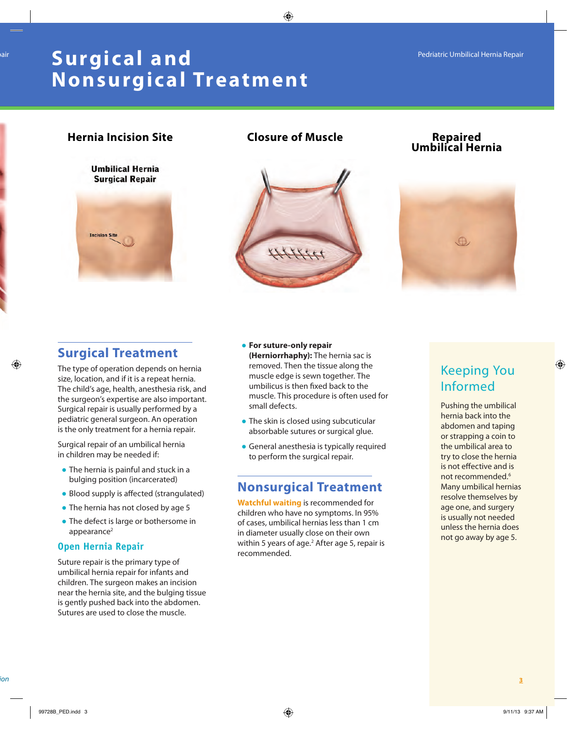# Surgical and Nonsurgical Treatment

**Hernia Incision Site**

Umbilical Hernia Surgical Repair

Incision Site

**Closure of Muscle**

**Repaired Umbilical Hernia**

## Surgical Treatment

The type of operation depends on hernia size, location, and if it is a repeat hernia. The child's age, health, anesthesia risk, and the surgeon's expertise are also important. Surgical repair is usually performed by a pediatric general surgeon. An operation is the only treatment for a hernia repair.

Surgical repair of an umbilical hernia in children may be needed if:

- The hernia is painful and stuck in a bulging position (incarcerated)
- Blood supply is affected (strangulated)
- The hernia has not closed by age 5
- The defect is large or bothersome in appearance[2]

### Open Hernia Repair

Suture repair is the primary type of umbilical hernia repair for infants and children. The surgeon makes an incision near the hernia site, and the bulging tissue is gently pushed back into the abdomen. Sutures are used to close the muscle.

- **For suture-only repair (Herniorrhaphy):** The hernia sac is removed. Then the tissue along the muscle edge is sewn together. The umbilicus is then fixed back to the muscle. This procedure is often used for small defects.
- The skin is closed using subcuticular absorbable sutures or surgical glue.
- General anesthesia is typically required to perform the surgical repair.

## Nonsurgical Treatment

**Watchful waiting** is recommended for children who have no symptoms. In 95% of cases, umbilical hernias less than 1 cm in diameter usually close on their own within 5 years of age.[2] After age 5, repair is recommended.

## Keeping You Informed

Pushing the umbilical hernia back into the abdomen and taping or strapping a coin to the umbilical area to try to close the hernia is not effective and is not recommended.[6] Many umbilical hernias resolve themselves by age one, and surgery is usually not needed unless the hernia does not go away by age 5.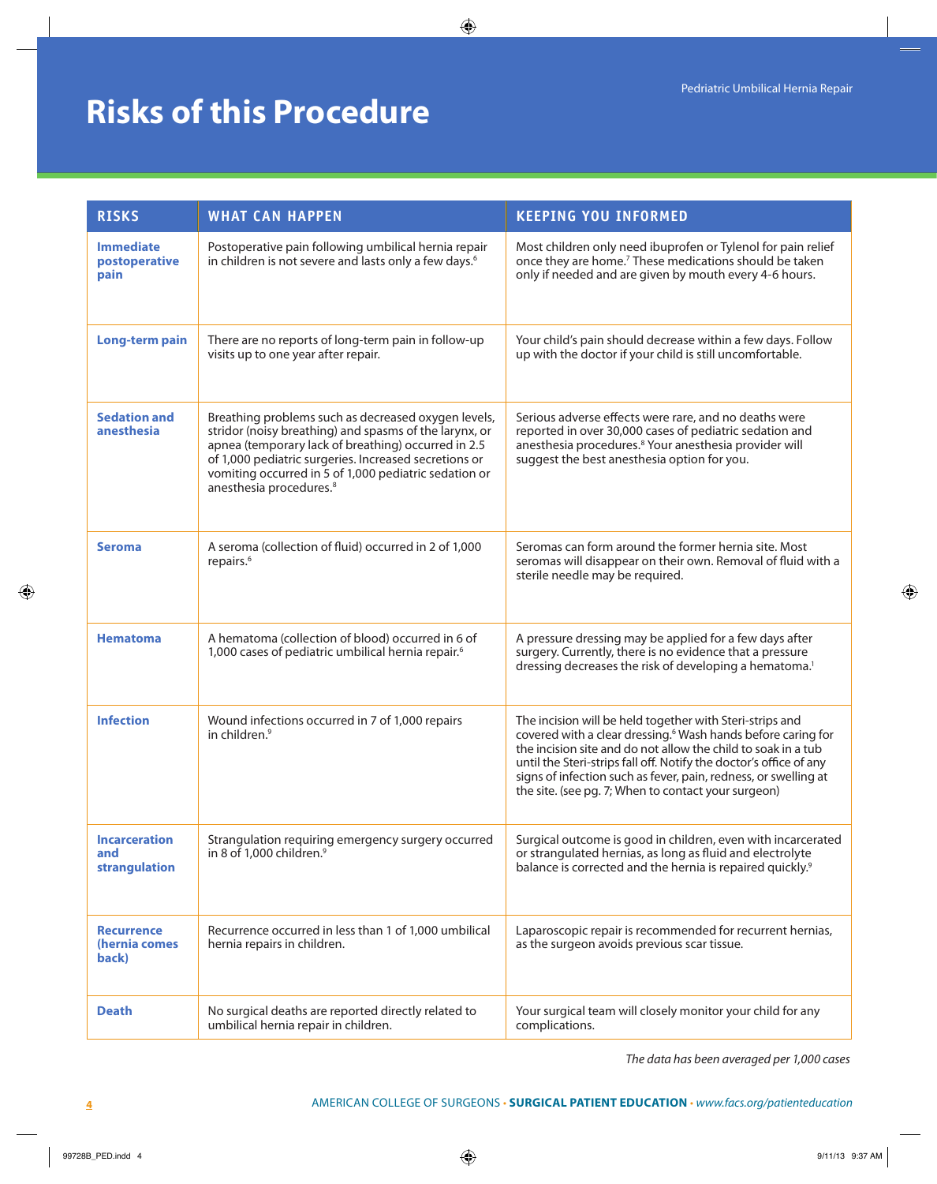# Risks of this Procedure

| RISKS | WHAT CAN HAPPEN | KEEPING YOU INFORMED |
| --- | --- | --- |
| **Immediate postoperative pain** | Postoperative pain following umbilical hernia repair in children is not severe and lasts only a few days.[6] | Most children only need ibuprofen or Tylenol for pain relief once they are home.[7] These medications should be taken only if needed and are given by mouth every 4-6 hours. |
| **Long-term pain** | There are no reports of long-term pain in follow-up visits up to one year after repair. | Your child's pain should decrease within a few days. Follow up with the doctor if your child is still uncomfortable. |
| **Sedation and anesthesia** | Breathing problems such as decreased oxygen levels, stridor (noisy breathing) and spasms of the larynx, or apnea (temporary lack of breathing) occurred in 2.5 of 1,000 pediatric surgeries. Increased secretions or vomiting occurred in 5 of 1,000 pediatric sedation or anesthesia procedures.[8] | Serious adverse effects were rare, and no deaths were reported in over 30,000 cases of pediatric sedation and anesthesia procedures.[8] Your anesthesia provider will suggest the best anesthesia option for you. |
| **Seroma** | A seroma (collection of fluid) occurred in 2 of 1,000 repairs.[6] | Seromas can form around the former hernia site. Most seromas will disappear on their own. Removal of fluid with a sterile needle may be required. |
| **Hematoma** | A hematoma (collection of blood) occurred in 6 of 1,000 cases of pediatric umbilical hernia repair.[6] | A pressure dressing may be applied for a few days after surgery. Currently, there is no evidence that a pressure dressing decreases the risk of developing a hematoma.[1] |
| **Infection** | Wound infections occurred in 7 of 1,000 repairs in children.[9] | The incision will be held together with Steri-strips and covered with a clear dressing.[6] Wash hands before caring for the incision site and do not allow the child to soak in a tub until the Steri-strips fall off. Notify the doctor's office of any signs of infection such as fever, pain, redness, or swelling at the site. (see pg. 7; When to contact your surgeon) |
| **Incarceration and strangulation** | Strangulation requiring emergency surgery occurred in 8 of 1,000 children.[9] | Surgical outcome is good in children, even with incarcerated or strangulated hernias, as long as fluid and electrolyte balance is corrected and the hernia is repaired quickly.[9] |
| **Recurrence (hernia comes back)** | Recurrence occurred in less than 1 of 1,000 umbilical hernia repairs in children. | Laparoscopic repair is recommended for recurrent hernias, as the surgeon avoids previous scar tissue. |
| **Death** | No surgical deaths are reported directly related to umbilical hernia repair in children. | Your surgical team will closely monitor your child for any complications. |

*The data has been averaged per 1,000 cases*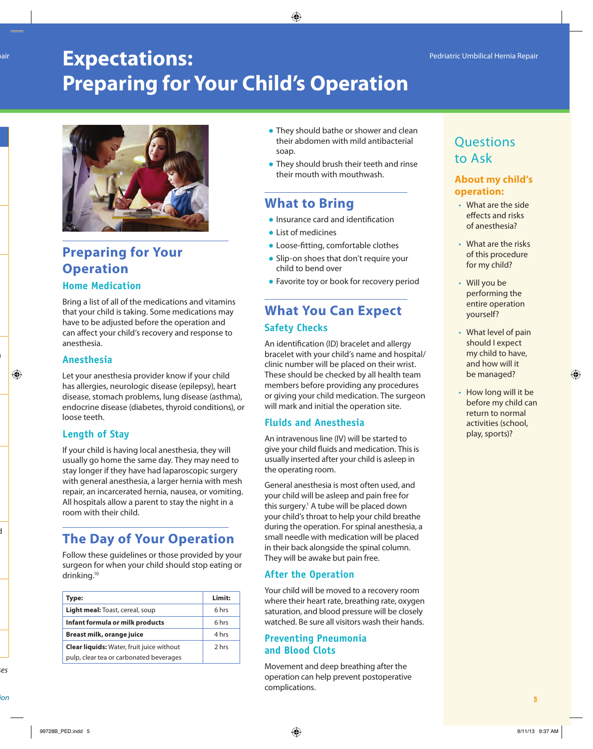# Expectations: Preparing for Your Child's Operation

## Preparing for Your Operation

### Home Medication

Bring a list of all of the medications and vitamins that your child is taking. Some medications may have to be adjusted before the operation and can affect your child's recovery and response to anesthesia.

### Anesthesia

Let your anesthesia provider know if your child has allergies, neurologic disease (epilepsy), heart disease, stomach problems, lung disease (asthma), endocrine disease (diabetes, thyroid conditions), or loose teeth.

### Length of Stay

If your child is having local anesthesia, they will usually go home the same day. They may need to stay longer if they have had laparoscopic surgery with general anesthesia, a larger hernia with mesh repair, an incarcerated hernia, nausea, or vomiting. All hospitals allow a parent to stay the night in a room with their child.

## The Day of Your Operation

Follow these guidelines or those provided by your surgeon for when your child should stop eating or drinking.[10]

| Type: | Limit: |
|---|---|
| **Light meal:** Toast, cereal, soup | 6 hrs |
| **Infant formula or milk products** | 6 hrs |
| **Breast milk, orange juice** | 4 hrs |
| **Clear liquids:** Water, fruit juice without pulp, clear tea or carbonated beverages | 2 hrs |

- They should bathe or shower and clean their abdomen with mild antibacterial soap.
- They should brush their teeth and rinse their mouth with mouthwash.

## What to Bring

- Insurance card and identification
- List of medicines
- Loose-fitting, comfortable clothes
- Slip-on shoes that don't require your child to bend over
- Favorite toy or book for recovery period

## What You Can Expect

### Safety Checks

An identification (ID) bracelet and allergy bracelet with your child's name and hospital/clinic number will be placed on their wrist. These should be checked by all health team members before providing any procedures or giving your child medication. The surgeon will mark and initial the operation site.

### Fluids and Anesthesia

An intravenous line (IV) will be started to give your child fluids and medication. This is usually inserted after your child is asleep in the operating room.

General anesthesia is most often used, and your child will be asleep and pain free for this surgery.[1] A tube will be placed down your child's throat to help your child breathe during the operation. For spinal anesthesia, a small needle with medication will be placed in their back alongside the spinal column. They will be awake but pain free.

### After the Operation

Your child will be moved to a recovery room where their heart rate, breathing rate, oxygen saturation, and blood pressure will be closely watched. Be sure all visitors wash their hands.

### Preventing Pneumonia and Blood Clots

Movement and deep breathing after the operation can help prevent postoperative complications.

## Questions to Ask

### About my child's operation:

- What are the side effects and risks of anesthesia?
- What are the risks of this procedure for my child?
- Will you be performing the entire operation yourself?
- What level of pain should I expect my child to have, and how will it be managed?
- How long will it be before my child can return to normal activities (school, play, sports)?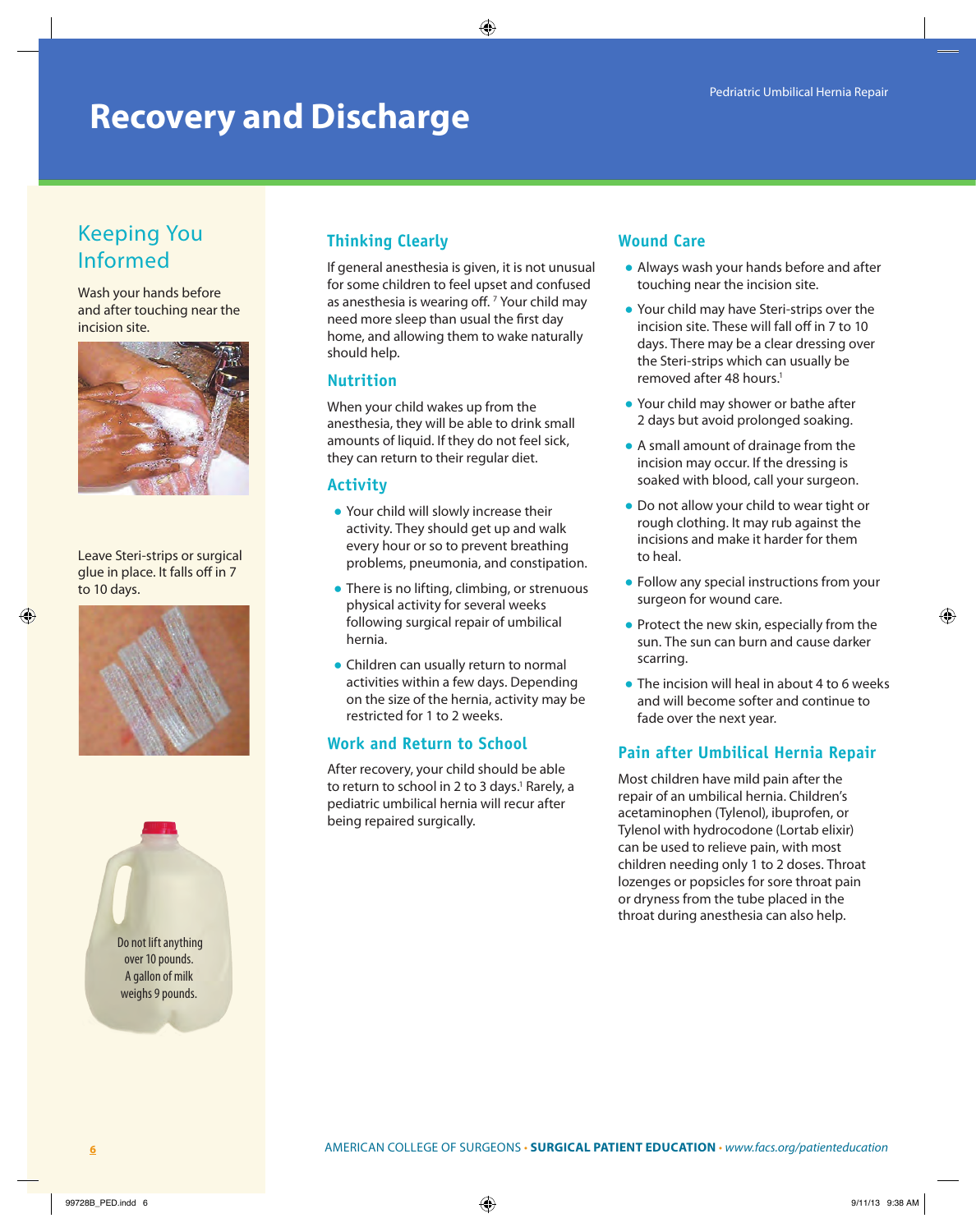# Recovery and Discharge

## Keeping You Informed

Wash your hands before and after touching near the incision site.

Leave Steri-strips or surgical glue in place. It falls off in 7 to 10 days.

Do not lift anything over 10 pounds. A gallon of milk weighs 9 pounds.

### Thinking Clearly

If general anesthesia is given, it is not unusual for some children to feel upset and confused as anesthesia is wearing off.[7] Your child may need more sleep than usual the first day home, and allowing them to wake naturally should help.

### Nutrition

When your child wakes up from the anesthesia, they will be able to drink small amounts of liquid. If they do not feel sick, they can return to their regular diet.

### Activity

- Your child will slowly increase their activity. They should get up and walk every hour or so to prevent breathing problems, pneumonia, and constipation.
- There is no lifting, climbing, or strenuous physical activity for several weeks following surgical repair of umbilical hernia.
- Children can usually return to normal activities within a few days. Depending on the size of the hernia, activity may be restricted for 1 to 2 weeks.

### Work and Return to School

After recovery, your child should be able to return to school in 2 to 3 days.[1] Rarely, a pediatric umbilical hernia will recur after being repaired surgically.

### Wound Care

- Always wash your hands before and after touching near the incision site.
- Your child may have Steri-strips over the incision site. These will fall off in 7 to 10 days. There may be a clear dressing over the Steri-strips which can usually be removed after 48 hours.[1]
- Your child may shower or bathe after 2 days but avoid prolonged soaking.
- A small amount of drainage from the incision may occur. If the dressing is soaked with blood, call your surgeon.
- Do not allow your child to wear tight or rough clothing. It may rub against the incisions and make it harder for them to heal.
- Follow any special instructions from your surgeon for wound care.
- Protect the new skin, especially from the sun. The sun can burn and cause darker scarring.
- The incision will heal in about 4 to 6 weeks and will become softer and continue to fade over the next year.

### Pain after Umbilical Hernia Repair

Most children have mild pain after the repair of an umbilical hernia. Children's acetaminophen (Tylenol), ibuprofen, or Tylenol with hydrocodone (Lortab elixir) can be used to relieve pain, with most children needing only 1 to 2 doses. Throat lozenges or popsicles for sore throat pain or dryness from the tube placed in the throat during anesthesia can also help.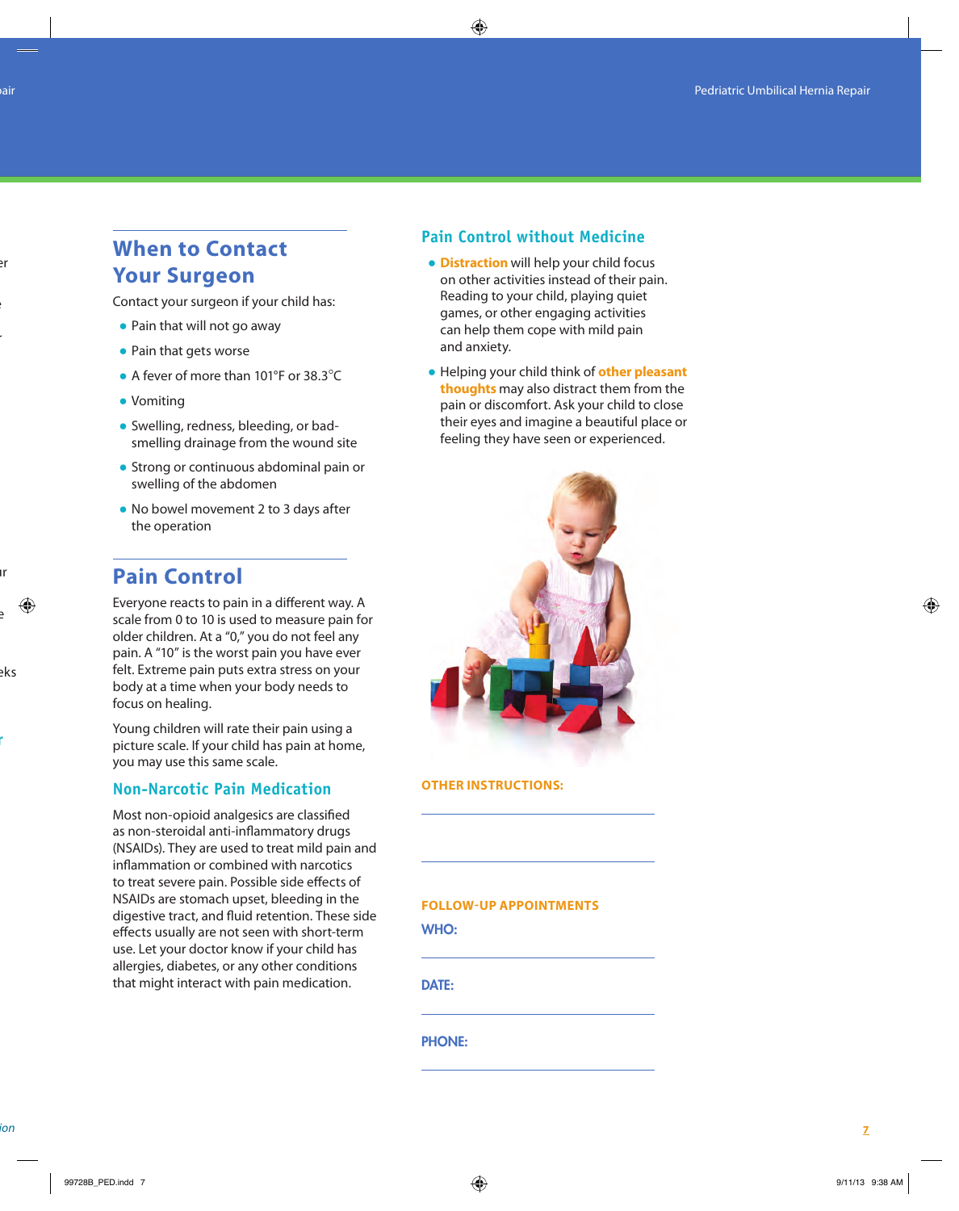## When to Contact Your Surgeon

Contact your surgeon if your child has:

- Pain that will not go away
- Pain that gets worse
- A fever of more than 101°F or 38.3°C
- Vomiting
- Swelling, redness, bleeding, or bad-smelling drainage from the wound site
- Strong or continuous abdominal pain or swelling of the abdomen
- No bowel movement 2 to 3 days after the operation

## Pain Control

Everyone reacts to pain in a different way. A scale from 0 to 10 is used to measure pain for older children. At a "0," you do not feel any pain. A "10" is the worst pain you have ever felt. Extreme pain puts extra stress on your body at a time when your body needs to focus on healing.

Young children will rate their pain using a picture scale. If your child has pain at home, you may use this same scale.

### Non-Narcotic Pain Medication

Most non-opioid analgesics are classified as non-steroidal anti-inflammatory drugs (NSAIDs). They are used to treat mild pain and inflammation or combined with narcotics to treat severe pain. Possible side effects of NSAIDs are stomach upset, bleeding in the digestive tract, and fluid retention. These side effects usually are not seen with short-term use. Let your doctor know if your child has allergies, diabetes, or any other conditions that might interact with pain medication.

### Pain Control without Medicine

- **Distraction** will help your child focus on other activities instead of their pain. Reading to your child, playing quiet games, or other engaging activities can help them cope with mild pain and anxiety.
- Helping your child think of **other pleasant thoughts** may also distract them from the pain or discomfort. Ask your child to close their eyes and imagine a beautiful place or feeling they have seen or experienced.

**OTHER INSTRUCTIONS:**

______________________________

______________________________

**FOLLOW-UP APPOINTMENTS**

**WHO:**

______________________________

**DATE:**

______________________________

**PHONE:**

______________________________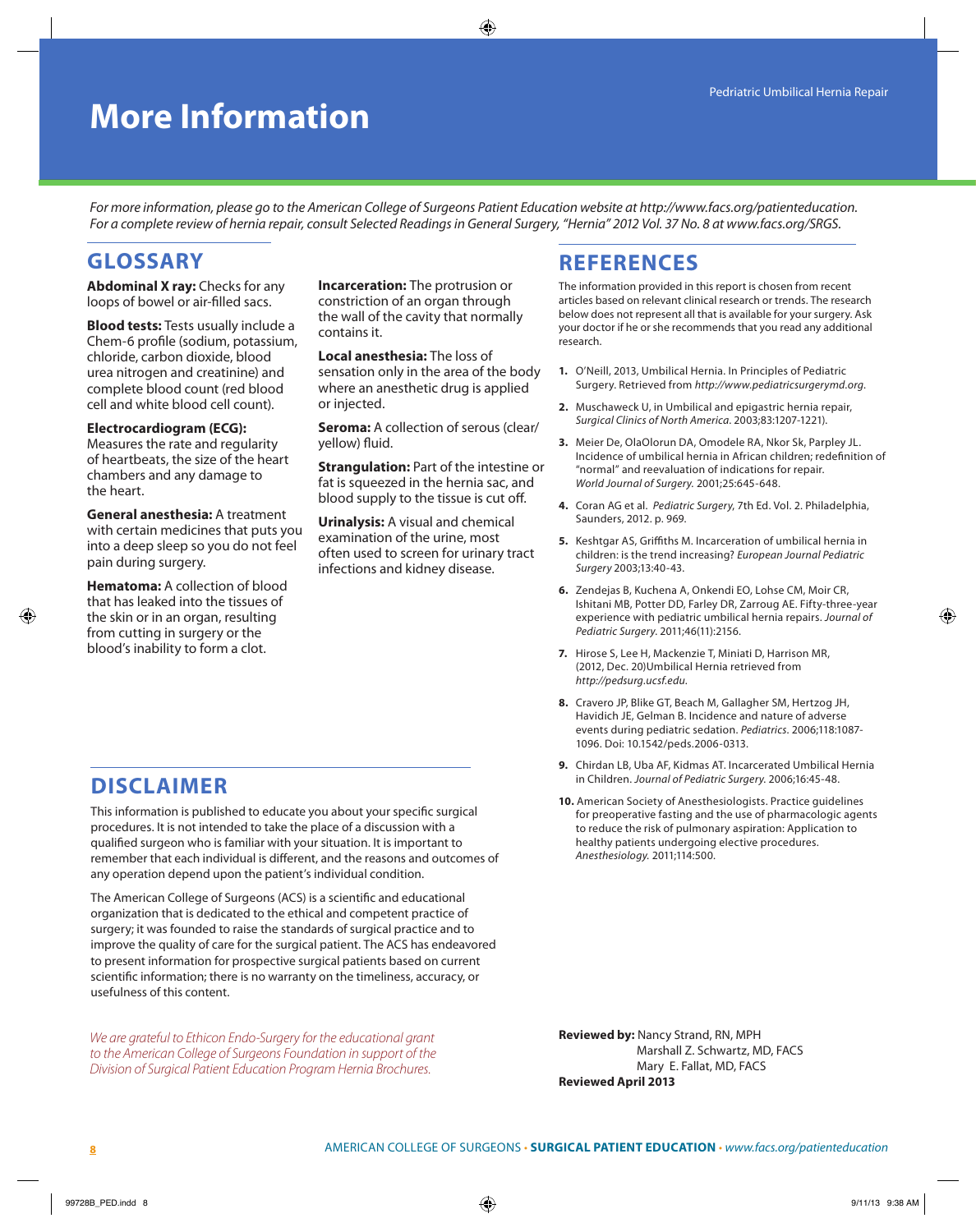# More Information

*For more information, please go to the American College of Surgeons Patient Education website at http://www.facs.org/patienteducation. For a complete review of hernia repair, consult Selected Readings in General Surgery, "Hernia" 2012 Vol. 37 No. 8 at www.facs.org/SRGS.*

## GLOSSARY

**Abdominal X ray:** Checks for any loops of bowel or air-filled sacs.

**Blood tests:** Tests usually include a Chem-6 profile (sodium, potassium, chloride, carbon dioxide, blood urea nitrogen and creatinine) and complete blood count (red blood cell and white blood cell count).

**Electrocardiogram (ECG):** Measures the rate and regularity of heartbeats, the size of the heart chambers and any damage to the heart.

**General anesthesia:** A treatment with certain medicines that puts you into a deep sleep so you do not feel pain during surgery.

**Hematoma:** A collection of blood that has leaked into the tissues of the skin or in an organ, resulting from cutting in surgery or the blood's inability to form a clot.

**Incarceration:** The protrusion or constriction of an organ through the wall of the cavity that normally contains it.

**Local anesthesia:** The loss of sensation only in the area of the body where an anesthetic drug is applied or injected.

**Seroma:** A collection of serous (clear/yellow) fluid.

**Strangulation:** Part of the intestine or fat is squeezed in the hernia sac, and blood supply to the tissue is cut off.

**Urinalysis:** A visual and chemical examination of the urine, most often used to screen for urinary tract infections and kidney disease.

## DISCLAIMER

This information is published to educate you about your specific surgical procedures. It is not intended to take the place of a discussion with a qualified surgeon who is familiar with your situation. It is important to remember that each individual is different, and the reasons and outcomes of any operation depend upon the patient's individual condition.

The American College of Surgeons (ACS) is a scientific and educational organization that is dedicated to the ethical and competent practice of surgery; it was founded to raise the standards of surgical practice and to improve the quality of care for the surgical patient. The ACS has endeavored to present information for prospective surgical patients based on current scientific information; there is no warranty on the timeliness, accuracy, or usefulness of this content.

*We are grateful to Ethicon Endo-Surgery for the educational grant to the American College of Surgeons Foundation in support of the Division of Surgical Patient Education Program Hernia Brochures.*

## REFERENCES

The information provided in this report is chosen from recent articles based on relevant clinical research or trends. The research below does not represent all that is available for your surgery. Ask your doctor if he or she recommends that you read any additional research.

1. O'Neill, 2013, Umbilical Hernia. In Principles of Pediatric Surgery. Retrieved from *http://www.pediatricsurgerymd.org*.
2. Muschaweck U, in Umbilical and epigastric hernia repair, *Surgical Clinics of North America*. 2003;83:1207-1221).
3. Meier De, OlaOlorun DA, Omodele RA, Nkor Sk, Parpley JL. Incidence of umbilical hernia in African children; redefinition of "normal" and reevaluation of indications for repair. *World Journal of Surgery.* 2001;25:645-648.
4. Coran AG et al. *Pediatric Surgery*, 7th Ed. Vol. 2. Philadelphia, Saunders, 2012. p. 969.
5. Keshtgar AS, Griffiths M. Incarceration of umbilical hernia in children: is the trend increasing? *European Journal Pediatric Surgery* 2003;13:40-43.
6. Zendejas B, Kuchena A, Onkendi EO, Lohse CM, Moir CR, Ishitani MB, Potter DD, Farley DR, Zarroug AE. Fifty-three-year experience with pediatric umbilical hernia repairs. *Journal of Pediatric Surgery*. 2011;46(11):2156.
7. Hirose S, Lee H, Mackenzie T, Miniati D, Harrison MR, (2012, Dec. 20)Umbilical Hernia retrieved from *http://pedsurg.ucsf.edu*.
8. Cravero JP, Blike GT, Beach M, Gallagher SM, Hertzog JH, Havidich JE, Gelman B. Incidence and nature of adverse events during pediatric sedation. *Pediatrics*. 2006;118:1087-1096. Doi: 10.1542/peds.2006-0313.
9. Chirdan LB, Uba AF, Kidmas AT. Incarcerated Umbilical Hernia in Children. *Journal of Pediatric Surgery*. 2006;16:45-48.
10. American Society of Anesthesiologists. Practice guidelines for preoperative fasting and the use of pharmacologic agents to reduce the risk of pulmonary aspiration: Application to healthy patients undergoing elective procedures. *Anesthesiology.* 2011;114:500.

**Reviewed by:** Nancy Strand, RN, MPH
Marshall Z. Schwartz, MD, FACS
Mary E. Fallat, MD, FACS
**Reviewed April 2013**